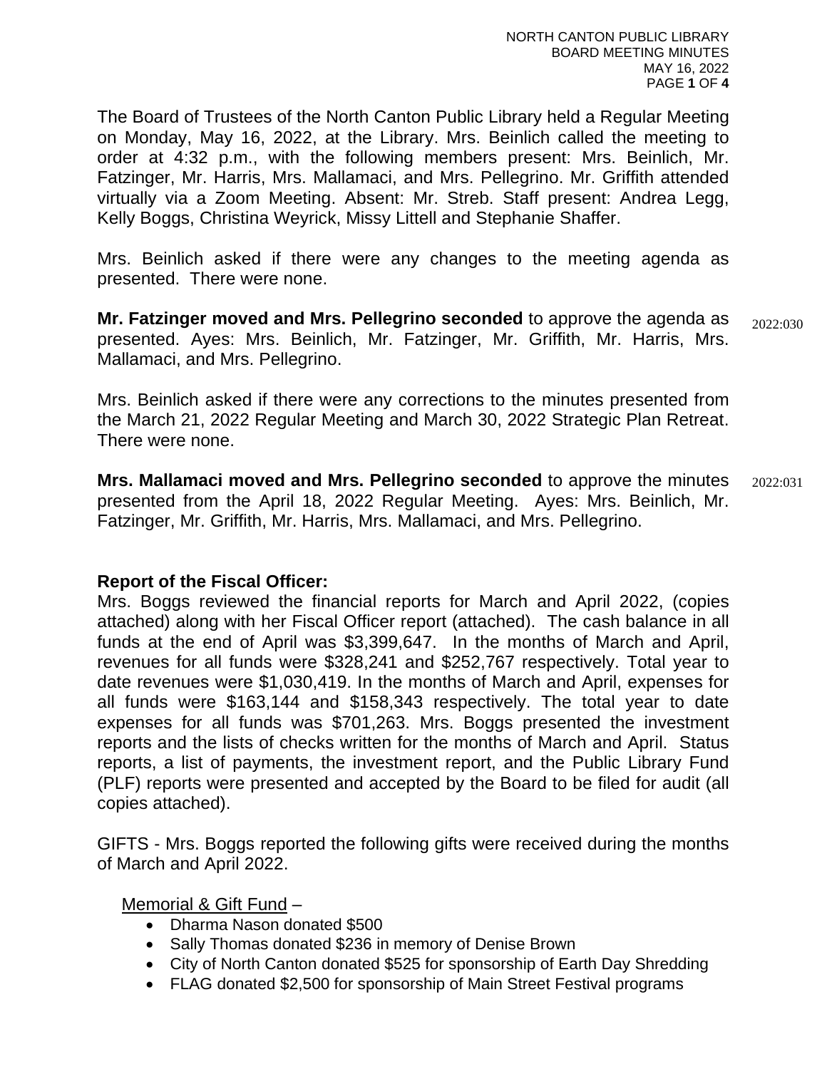The Board of Trustees of the North Canton Public Library held a Regular Meeting on Monday, May 16, 2022, at the Library. Mrs. Beinlich called the meeting to order at 4:32 p.m., with the following members present: Mrs. Beinlich, Mr. Fatzinger, Mr. Harris, Mrs. Mallamaci, and Mrs. Pellegrino. Mr. Griffith attended virtually via a Zoom Meeting. Absent: Mr. Streb. Staff present: Andrea Legg, Kelly Boggs, Christina Weyrick, Missy Littell and Stephanie Shaffer.

Mrs. Beinlich asked if there were any changes to the meeting agenda as presented. There were none.

**Mr. Fatzinger moved and Mrs. Pellegrino seconded** to approve the agenda as presented. Ayes: Mrs. Beinlich, Mr. Fatzinger, Mr. Griffith, Mr. Harris, Mrs. Mallamaci, and Mrs. Pellegrino. 2022:030

Mrs. Beinlich asked if there were any corrections to the minutes presented from the March 21, 2022 Regular Meeting and March 30, 2022 Strategic Plan Retreat. There were none.

**Mrs. Mallamaci moved and Mrs. Pellegrino seconded** to approve the minutes presented from the April 18, 2022 Regular Meeting. Ayes: Mrs. Beinlich, Mr. Fatzinger, Mr. Griffith, Mr. Harris, Mrs. Mallamaci, and Mrs. Pellegrino. 2022:031

**Report of the Fiscal Officer:**

Mrs. Boggs reviewed the financial reports for March and April 2022, (copies attached) along with her Fiscal Officer report (attached). The cash balance in all funds at the end of April was $3,399,647. In the months of March and April, revenues for all funds were $328,241 and $252,767 respectively. Total year to date revenues were $1,030,419. In the months of March and April, expenses for all funds were $163,144 and $158,343 respectively. The total year to date expenses for all funds was $701,263. Mrs. Boggs presented the investment reports and the lists of checks written for the months of March and April. Status reports, a list of payments, the investment report, and the Public Library Fund (PLF) reports were presented and accepted by the Board to be filed for audit (all copies attached).

GIFTS - Mrs. Boggs reported the following gifts were received during the months of March and April 2022.

Memorial & Gift Fund –

- Dharma Nason donated $500
- Sally Thomas donated $236 in memory of Denise Brown
- City of North Canton donated $525 for sponsorship of Earth Day Shredding
- FLAG donated $2,500 for sponsorship of Main Street Festival programs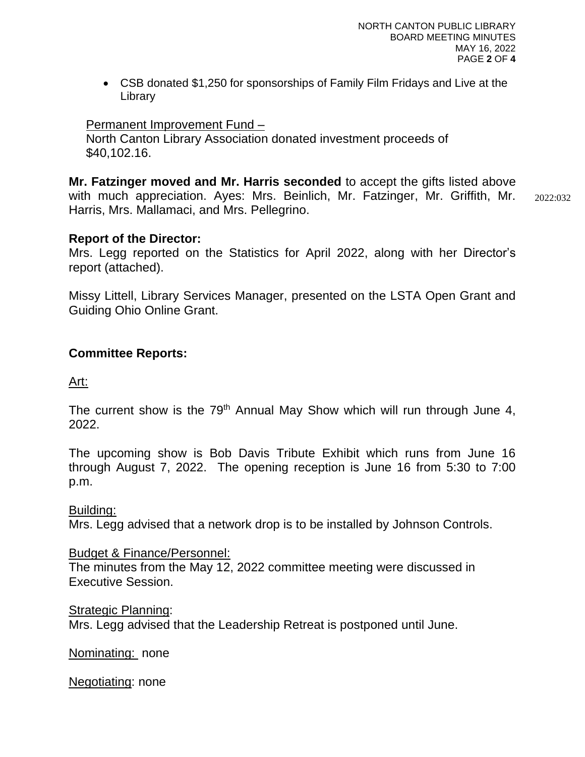- CSB donated $1,250 for sponsorships of Family Film Fridays and Live at the Library

Permanent Improvement Fund –
North Canton Library Association donated investment proceeds of $40,102.16.

**Mr. Fatzinger moved and Mr. Harris seconded** to accept the gifts listed above with much appreciation. Ayes: Mrs. Beinlich, Mr. Fatzinger, Mr. Griffith, Mr. Harris, Mrs. Mallamaci, and Mrs. Pellegrino. 2022:032

**Report of the Director:**
Mrs. Legg reported on the Statistics for April 2022, along with her Director's report (attached).

Missy Littell, Library Services Manager, presented on the LSTA Open Grant and Guiding Ohio Online Grant.

**Committee Reports:**

Art:

The current show is the 79th Annual May Show which will run through June 4, 2022.

The upcoming show is Bob Davis Tribute Exhibit which runs from June 16 through August 7, 2022. The opening reception is June 16 from 5:30 to 7:00 p.m.

Building:
Mrs. Legg advised that a network drop is to be installed by Johnson Controls.

Budget & Finance/Personnel:
The minutes from the May 12, 2022 committee meeting were discussed in Executive Session.

Strategic Planning:
Mrs. Legg advised that the Leadership Retreat is postponed until June.

Nominating: none

Negotiating: none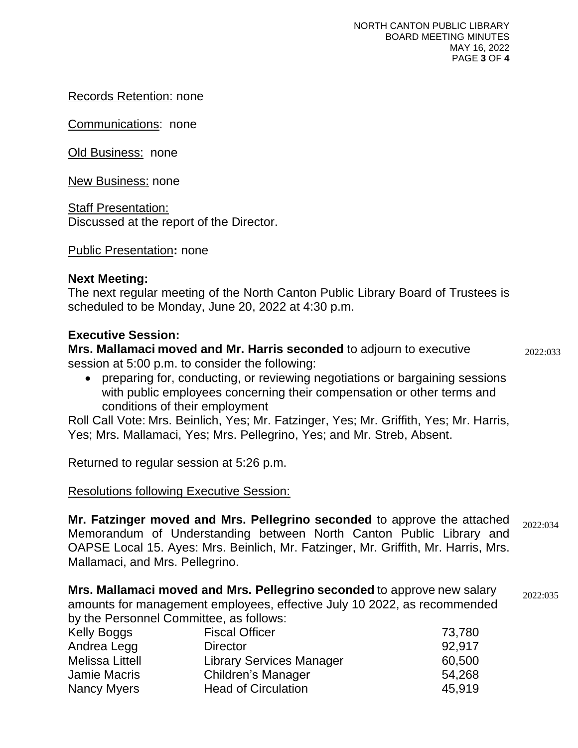Records Retention: none

Communications: none

Old Business: none

New Business: none

Staff Presentation:
Discussed at the report of the Director.

Public Presentation**:** none

**Next Meeting:**
The next regular meeting of the North Canton Public Library Board of Trustees is scheduled to be Monday, June 20, 2022 at 4:30 p.m.

**Executive Session:**
**Mrs. Mallamaci moved and Mr. Harris seconded** to adjourn to executive session at 5:00 p.m. to consider the following:

2022:033

- preparing for, conducting, or reviewing negotiations or bargaining sessions with public employees concerning their compensation or other terms and conditions of their employment

Roll Call Vote: Mrs. Beinlich, Yes; Mr. Fatzinger, Yes; Mr. Griffith, Yes; Mr. Harris, Yes; Mrs. Mallamaci, Yes; Mrs. Pellegrino, Yes; and Mr. Streb, Absent.

Returned to regular session at 5:26 p.m.

Resolutions following Executive Session:

**Mr. Fatzinger moved and Mrs. Pellegrino seconded** to approve the attached Memorandum of Understanding between North Canton Public Library and OAPSE Local 15. Ayes: Mrs. Beinlich, Mr. Fatzinger, Mr. Griffith, Mr. Harris, Mrs. Mallamaci, and Mrs. Pellegrino.

2022:034

**Mrs. Mallamaci moved and Mrs. Pellegrino seconded** to approve new salary amounts for management employees, effective July 10 2022, as recommended by the Personnel Committee, as follows:

2022:035

| | | |
|---|---|---|
| Kelly Boggs | Fiscal Officer | 73,780 |
| Andrea Legg | Director | 92,917 |
| Melissa Littell | Library Services Manager | 60,500 |
| Jamie Macris | Children's Manager | 54,268 |
| Nancy Myers | Head of Circulation | 45,919 |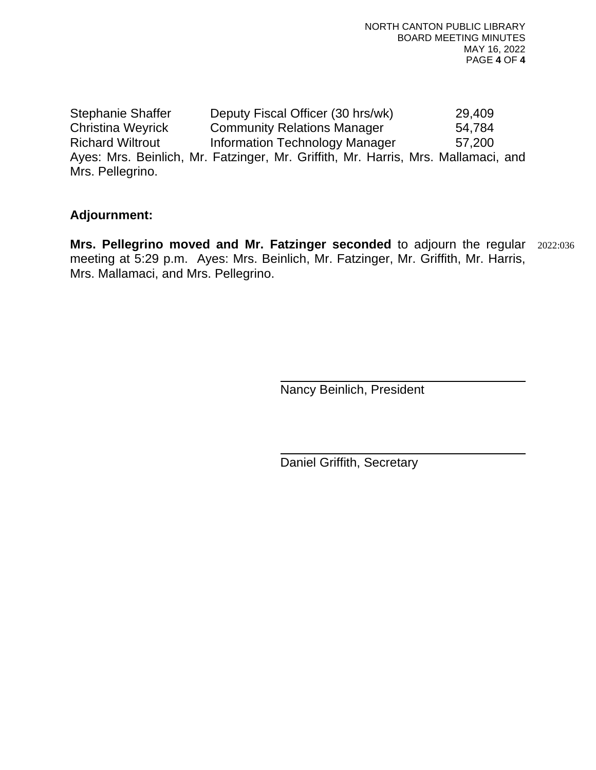| | | |
|---|---|---|
| Stephanie Shaffer | Deputy Fiscal Officer (30 hrs/wk) | 29,409 |
| Christina Weyrick | Community Relations Manager | 54,784 |
| Richard Wiltrout | Information Technology Manager | 57,200 |

Ayes: Mrs. Beinlich, Mr. Fatzinger, Mr. Griffith, Mr. Harris, Mrs. Mallamaci, and Mrs. Pellegrino.

**Adjournment:**

**Mrs. Pellegrino moved and Mr. Fatzinger seconded** to adjourn the regular meeting at 5:29 p.m. Ayes: Mrs. Beinlich, Mr. Fatzinger, Mr. Griffith, Mr. Harris, Mrs. Mallamaci, and Mrs. Pellegrino. 2022:036

Nancy Beinlich, President

Daniel Griffith, Secretary